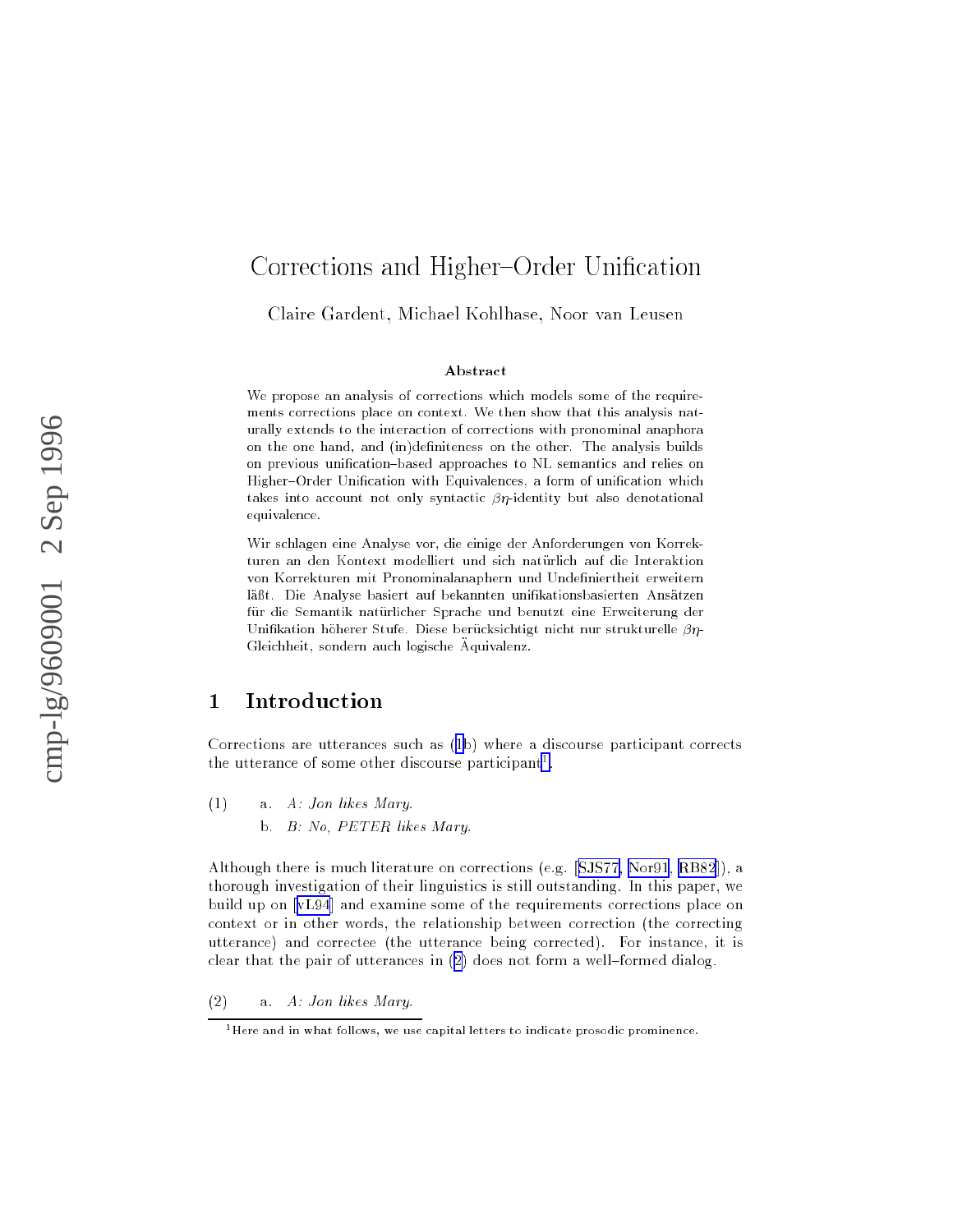# Corrections and Higher–Order Unification

Claire Gardent, Michael Kohlhase, Noor van Leusen

### Abstract

We propose an analysis of corrections which models some of the requirements corrections place on context. We then show that this analysis naturally extends to the interaction of corrections with pronominal anaphora on the one hand, and (in)definiteness on the other. The analysis builds on previous unification–based approaches to NL semantics and relies on Higher–Order Unification with Equivalences, a form of unification which takes into account not only syntactic $\beta\eta$-identity but also denotational equivalence.

Wir schlagen eine Analyse vor, die einige der Anforderungen von Korrekturen an den Kontext modelliert und sich natürlich auf die Interaktion von Korrekturen mit Pronominalanaphern und Undefiniertheit erweitern läßt. Die Analyse basiert auf bekannten unifikationsbasierten Ansätzen für die Semantik natürlicher Sprache und benutzt eine Erweiterung der Unifikation höherer Stufe. Diese berücksichtigt nicht nur strukturelle $\beta\eta$-Gleichheit, sondern auch logische Äquivalenz.

## 1 Introduction

Corrections are utterances such as (1b) where a discourse participant corrects the utterance of some other discourse participant[1].

(1) a. *A: Jon likes Mary.*
    b. *B: No, PETER likes Mary.*

Although there is much literature on corrections (e.g. [SJS77, Nor91, RB82]), a thorough investigation of their linguistics is still outstanding. In this paper, we build up on [vL94] and examine some of the requirements corrections place on context or in other words, the relationship between correction (the correcting utterance) and correctee (the utterance being corrected). For instance, it is clear that the pair of utterances in (2) does not form a well–formed dialog.

(2) a. *A: Jon likes Mary.*

[1] Here and in what follows, we use capital letters to indicate prosodic prominence.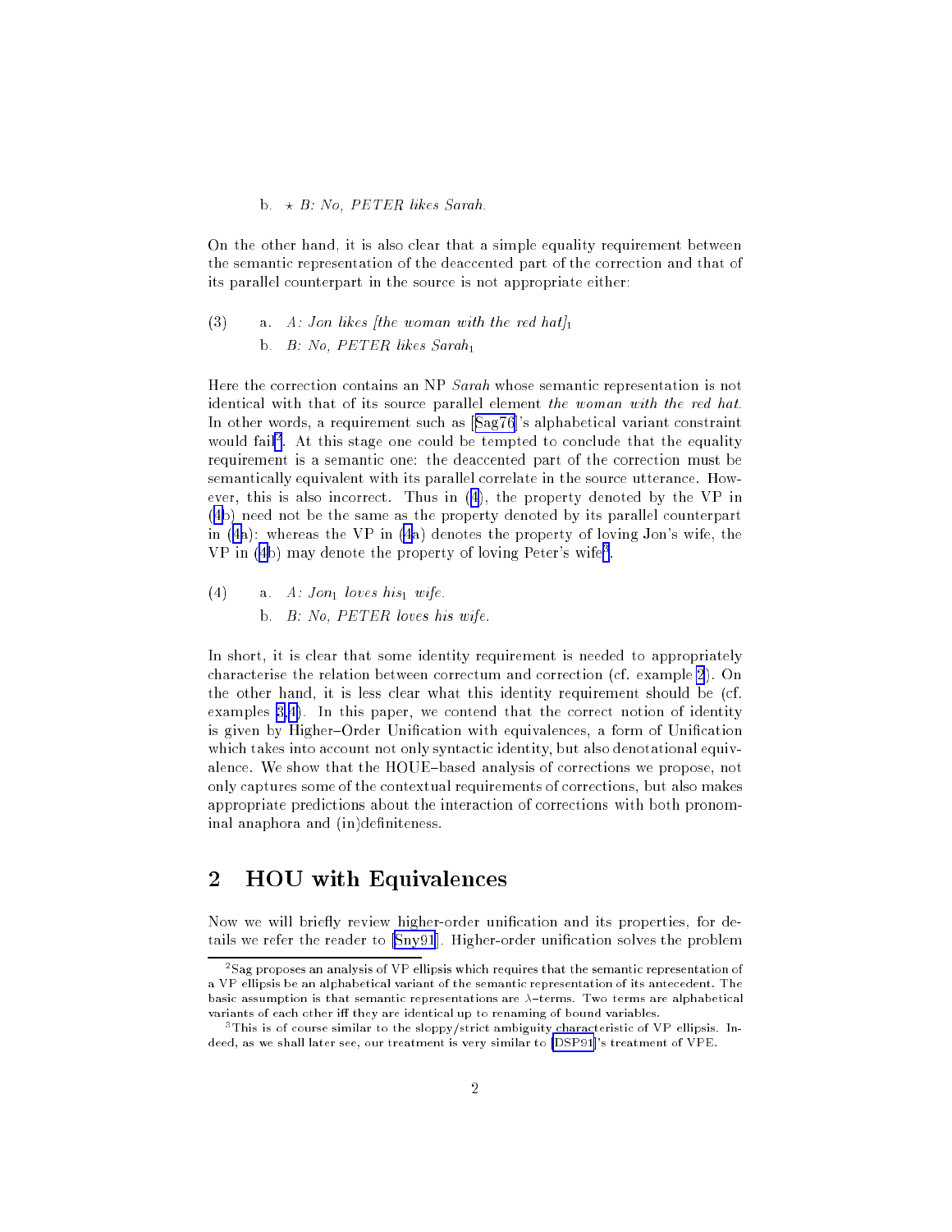b. ⋆ *B: No, PETER likes Sarah.*

On the other hand, it is also clear that a simple equality requirement between the semantic representation of the deaccented part of the correction and that of its parallel counterpart in the source is not appropriate either:

(3) a. *A: Jon likes [the woman with the red hat]$_1$*

b. *B: No, PETER likes Sarah$_1$*

Here the correction contains an NP *Sarah* whose semantic representation is not identical with that of its source parallel element *the woman with the red hat*. In other words, a requirement such as [Sag76]'s alphabetical variant constraint would fail[2]. At this stage one could be tempted to conclude that the equality requirement is a semantic one: the deaccented part of the correction must be semantically equivalent with its parallel correlate in the source utterance. However, this is also incorrect. Thus in (4), the property denoted by the VP in (4b) need not be the same as the property denoted by its parallel counterpart in (4a): whereas the VP in (4a) denotes the property of loving Jon's wife, the VP in (4b) may denote the property of loving Peter's wife[3].

(4) a. *A: Jon$_1$ loves his$_1$ wife.*

b. *B: No, PETER loves his wife.*

In short, it is clear that some identity requirement is needed to appropriately characterise the relation between correctum and correction (cf. example 2). On the other hand, it is less clear what this identity requirement should be (cf. examples 3,4). In this paper, we contend that the correct notion of identity is given by Higher–Order Unification with equivalences, a form of Unification which takes into account not only syntactic identity, but also denotational equivalence. We show that the HOUE–based analysis of corrections we propose, not only captures some of the contextual requirements of corrections, but also makes appropriate predictions about the interaction of corrections with both pronominal anaphora and (in)definiteness.

## 2 HOU with Equivalences

Now we will briefly review higher-order unification and its properties, for details we refer the reader to [Sny91]. Higher-order unification solves the problem

---

[2] Sag proposes an analysis of VP ellipsis which requires that the semantic representation of a VP ellipsis be an alphabetical variant of the semantic representation of its antecedent. The basic assumption is that semantic representations are $\lambda$–terms. Two terms are alphabetical variants of each other iff they are identical up to renaming of bound variables.

[3] This is of course similar to the sloppy/strict ambiguity characteristic of VP ellipsis. Indeed, as we shall later see, our treatment is very similar to [DSP91]'s treatment of VPE.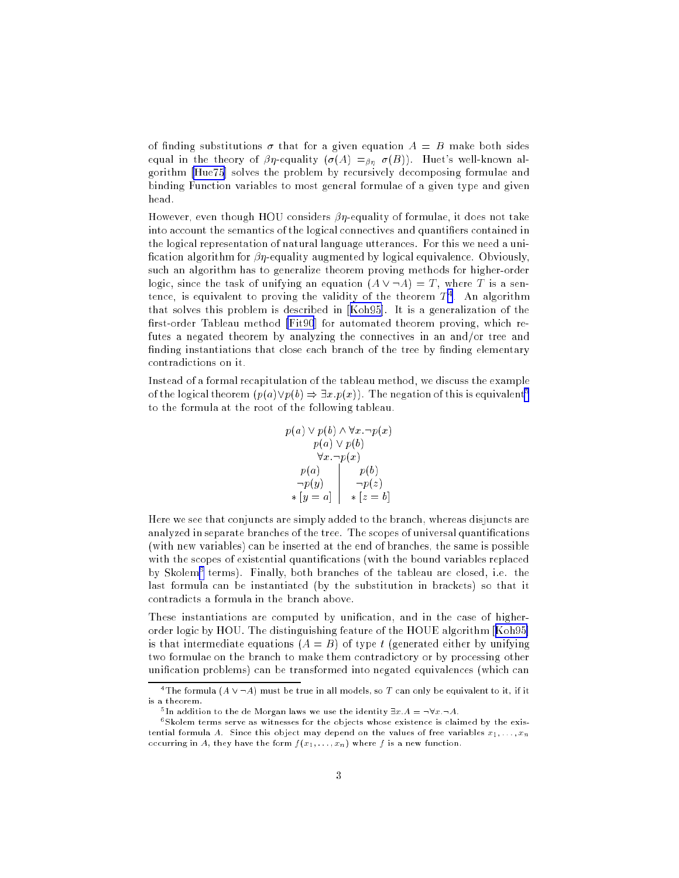of finding substitutions $\sigma$ that for a given equation $A = B$ make both sides equal in the theory of $\beta\eta$-equality ($\sigma(A) =_{\beta\eta} \sigma(B)$). Huet's well-known algorithm [Hue75] solves the problem by recursively decomposing formulae and binding Function variables to most general formulae of a given type and given head.

However, even though HOU considers $\beta\eta$-equality of formulae, it does not take into account the semantics of the logical connectives and quantifiers contained in the logical representation of natural language utterances. For this we need a unification algorithm for $\beta\eta$-equality augmented by logical equivalence. Obviously, such an algorithm has to generalize theorem proving methods for higher-order logic, since the task of unifying an equation $(A \vee \neg A) = T$, where $T$ is a sentence, is equivalent to proving the validity of the theorem $T$[4]. An algorithm that solves this problem is described in [Koh95]. It is a generalization of the first-order Tableau method [Fit90] for automated theorem proving, which refutes a negated theorem by analyzing the connectives in an and/or tree and finding instantiations that close each branch of the tree by finding elementary contradictions on it.

Instead of a formal recapitulation of the tableau method, we discuss the example of the logical theorem $(p(a) \vee p(b) \Rightarrow \exists x.p(x))$. The negation of this is equivalent[5] to the formula at the root of the following tableau.

$$
\begin{array}{c}
p(a) \vee p(b) \wedge \forall x.\neg p(x) \\
p(a) \vee p(b) \\
\forall x.\neg p(x) \\
\begin{array}{c|c}
p(a) & p(b) \\
\neg p(y) & \neg p(z) \\
*\,[y = a] & *\,[z = b]
\end{array}
\end{array}
$$

Here we see that conjuncts are simply added to the branch, whereas disjuncts are analyzed in separate branches of the tree. The scopes of universal quantifications (with new variables) can be inserted at the end of branches, the same is possible with the scopes of existential quantifications (with the bound variables replaced by Skolem[6] terms). Finally, both branches of the tableau are closed, i.e. the last formula can be instantiated (by the substitution in brackets) so that it contradicts a formula in the branch above.

These instantiations are computed by unification, and in the case of higher-order logic by HOU. The distinguishing feature of the HOUE algorithm [Koh95] is that intermediate equations $(A = B)$ of type $t$ (generated either by unifying two formulae on the branch to make them contradictory or by processing other unification problems) can be transformed into negated equivalences (which can

[4] The formula $(A \vee \neg A)$ must be true in all models, so $T$ can only be equivalent to it, if it is a theorem.

[5] In addition to the de Morgan laws we use the identity $\exists x.A = \neg\forall x.\neg A$.

[6] Skolem terms serve as witnesses for the objects whose existence is claimed by the existential formula $A$. Since this object may depend on the values of free variables $x_1, \ldots, x_n$ occurring in $A$, they have the form $f(x_1, \ldots, x_n)$ where $f$ is a new function.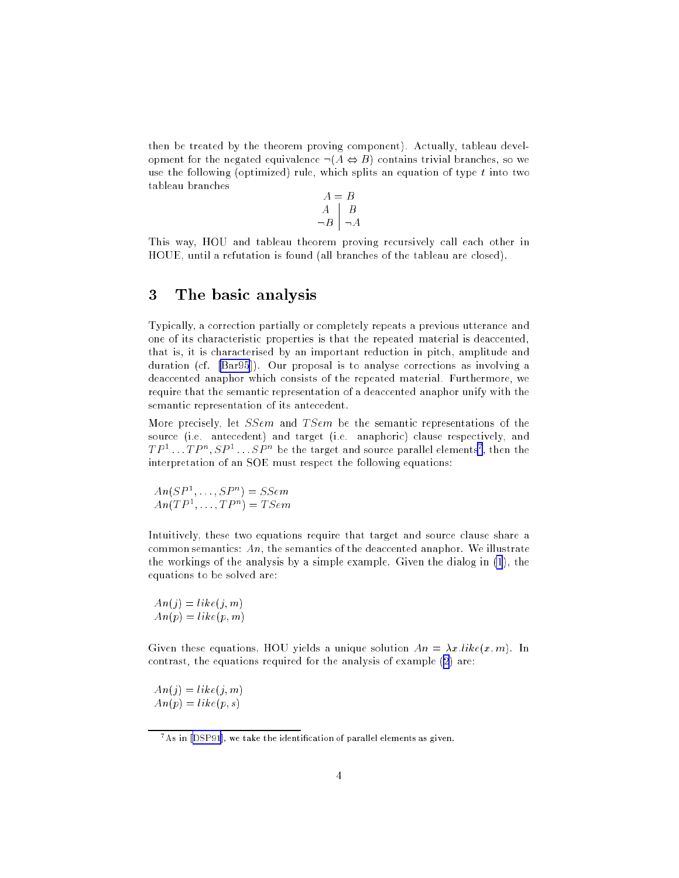then be treated by the theorem proving component). Actually, tableau development for the negated equivalence $\neg(A \Leftrightarrow B)$ contains trivial branches, so we use the following (optimized) rule, which splits an equation of type $t$ into two tableau branches

$$\begin{array}{c|c} \multicolumn{2}{c}{A = B} \\ A & B \\ \neg B & \neg A \end{array}$$

This way, HOU and tableau theorem proving recursively call each other in HOUE, until a refutation is found (all branches of the tableau are closed).

## 3 The basic analysis

Typically, a correction partially or completely repeats a previous utterance and one of its characteristic properties is that the repeated material is deaccented, that is, it is characterised by an important reduction in pitch, amplitude and duration (cf. [Bar95]). Our proposal is to analyse corrections as involving a deaccented anaphor which consists of the repeated material. Furthermore, we require that the semantic representation of a deaccented anaphor unify with the semantic representation of its antecedent.

More precisely, let $SSem$ and $TSem$ be the semantic representations of the source (i.e. antecedent) and target (i.e. anaphoric) clause respectively, and $TP^1 \ldots TP^n, SP^1 \ldots SP^n$ be the target and source parallel elements[7], then the interpretation of an SOE must respect the following equations:

$$An(SP^1, \ldots, SP^n) = SSem$$
$$An(TP^1, \ldots, TP^n) = TSem$$

Intuitively, these two equations require that target and source clause share a common semantics: $An$, the semantics of the deaccented anaphor. We illustrate the workings of the analysis by a simple example. Given the dialog in (1), the equations to be solved are:

$$An(j) = like(j, m)$$
$$An(p) = like(p, m)$$

Given these equations, HOU yields a unique solution $An = \lambda x.like(x, m)$. In contrast, the equations required for the analysis of example (2) are:

$$An(j) = like(j, m)$$
$$An(p) = like(p, s)$$

[7] As in [DSP91], we take the identification of parallel elements as given.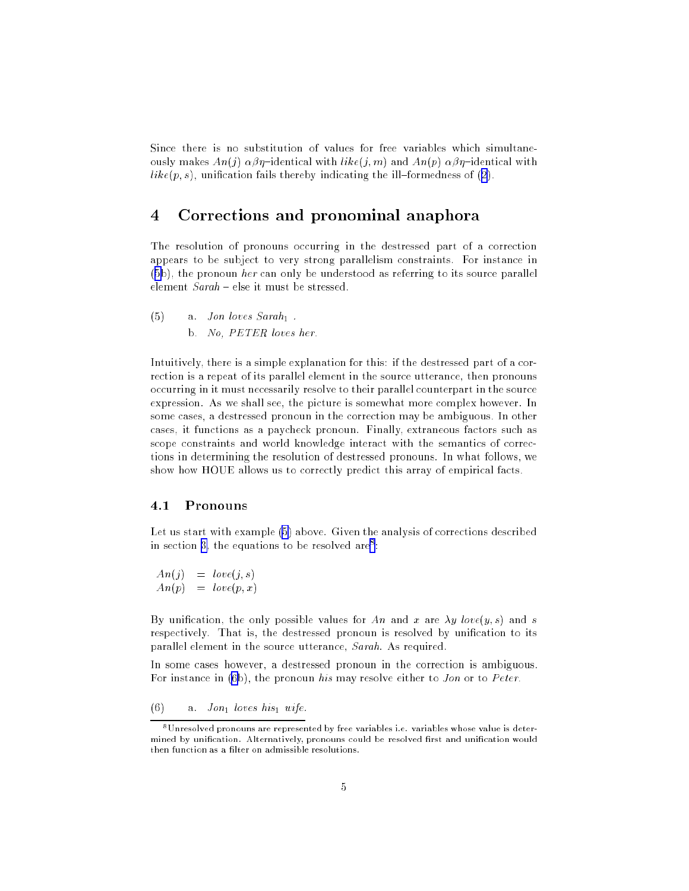Since there is no substitution of values for free variables which simultaneously makes $An(j)$ $\alpha\beta\eta$–identical with $like(j, m)$ and $An(p)$ $\alpha\beta\eta$–identical with $like(p, s)$, unification fails thereby indicating the ill–formedness of (2).

## 4 Corrections and pronominal anaphora

The resolution of pronouns occurring in the destressed part of a correction appears to be subject to very strong parallelism constraints. For instance in (5b), the pronoun *her* can only be understood as referring to its source parallel element *Sarah* – else it must be stressed.

(5) a. *Jon loves Sarah*$_1$ .

 b. *No, PETER loves her.*

Intuitively, there is a simple explanation for this: if the destressed part of a correction is a repeat of its parallel element in the source utterance, then pronouns occurring in it must necessarily resolve to their parallel counterpart in the source expression. As we shall see, the picture is somewhat more complex however. In some cases, a destressed pronoun in the correction may be ambiguous. In other cases, it functions as a paycheck pronoun. Finally, extraneous factors such as scope constraints and world knowledge interact with the semantics of corrections in determining the resolution of destressed pronouns. In what follows, we show how HOUE allows us to correctly predict this array of empirical facts.

### 4.1 Pronouns

Let us start with example (5) above. Given the analysis of corrections described in section 3, the equations to be resolved are[8]:

$$\begin{aligned} An(j) &= love(j, s) \\ An(p) &= love(p, x) \end{aligned}$$

By unification, the only possible values for $An$ and $x$ are $\lambda y\ love(y, s)$ and $s$ respectively. That is, the destressed pronoun is resolved by unification to its parallel element in the source utterance, *Sarah*. As required.

In some cases however, a destressed pronoun in the correction is ambiguous. For instance in (6b), the pronoun *his* may resolve either to *Jon* or to *Peter*.

(6) a. *Jon*$_1$ *loves his*$_1$ *wife.*

[8] Unresolved pronouns are represented by free variables i.e. variables whose value is determined by unification. Alternatively, pronouns could be resolved first and unification would then function as a filter on admissible resolutions.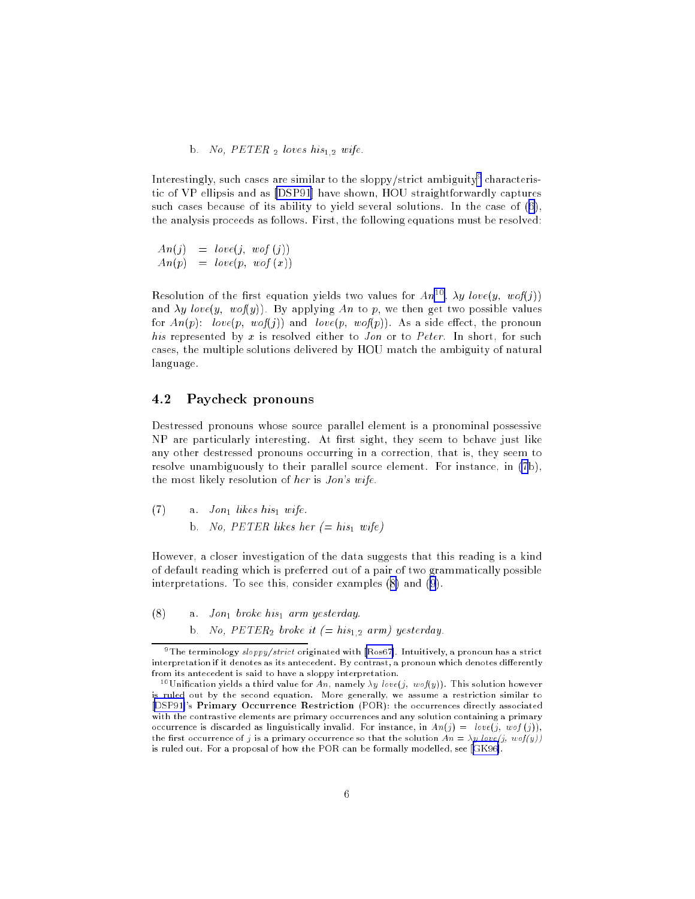b. *No, PETER* $_2$ *loves his*$_{1,2}$ *wife.*

Interestingly, such cases are similar to the sloppy/strict ambiguity[9] characteristic of VP ellipsis and as [DSP91] have shown, HOU straightforwardly captures such cases because of its ability to yield several solutions. In the case of (6), the analysis proceeds as follows. First, the following equations must be resolved:

$$
\begin{aligned}
An(j) &= love(j,\ wof\,(j)) \\
An(p) &= love(p,\ wof\,(x))
\end{aligned}
$$

Resolution of the first equation yields two values for $An$[10], $\lambda y\ love(y,\ wof(j))$ and $\lambda y\ love(y,\ wof(y))$. By applying $An$ to $p$, we then get two possible values for $An(p)$: $love(p,\ wof(j))$ and $love(p,\ wof(p))$. As a side effect, the pronoun *his* represented by $x$ is resolved either to *Jon* or to *Peter*. In short, for such cases, the multiple solutions delivered by HOU match the ambiguity of natural language.

## 4.2 Paycheck pronouns

Destressed pronouns whose source parallel element is a pronominal possessive NP are particularly interesting. At first sight, they seem to behave just like any other destressed pronouns occurring in a correction, that is, they seem to resolve unambiguously to their parallel source element. For instance, in (7b), the most likely resolution of *her* is *Jon's wife*.

(7) a. *Jon*$_1$ *likes his*$_1$ *wife.*

b. *No, PETER likes her (= his*$_1$ *wife)*

However, a closer investigation of the data suggests that this reading is a kind of default reading which is preferred out of a pair of two grammatically possible interpretations. To see this, consider examples (8) and (9).

(8) a. *Jon*$_1$ *broke his*$_1$ *arm yesterday.*

b. *No, PETER*$_2$ *broke it (= his*$_{1,2}$ *arm) yesterday.*

---

[9] The terminology *sloppy/strict* originated with [Ros67]. Intuitively, a pronoun has a strict interpretation if it denotes as its antecedent. By contrast, a pronoun which denotes differently from its antecedent is said to have a sloppy interpretation.

[10] Unification yields a third value for $An$, namely $\lambda y\ love(j,\ wof(y))$. This solution however is ruled out by the second equation. More generally, we assume a restriction similar to [DSP91]'s **Primary Occurrence Restriction** (POR): the occurrences directly associated with the contrastive elements are primary occurrences and any solution containing a primary occurrence is discarded as linguistically invalid. For instance, in $An(j) = love(j,\ wof\,(j))$, the first occurrence of $j$ is a primary occurrence so that the solution $An = \lambda y\ love(j,\ wof(y))$ is ruled out. For a proposal of how the POR can be formally modelled, see [GK96].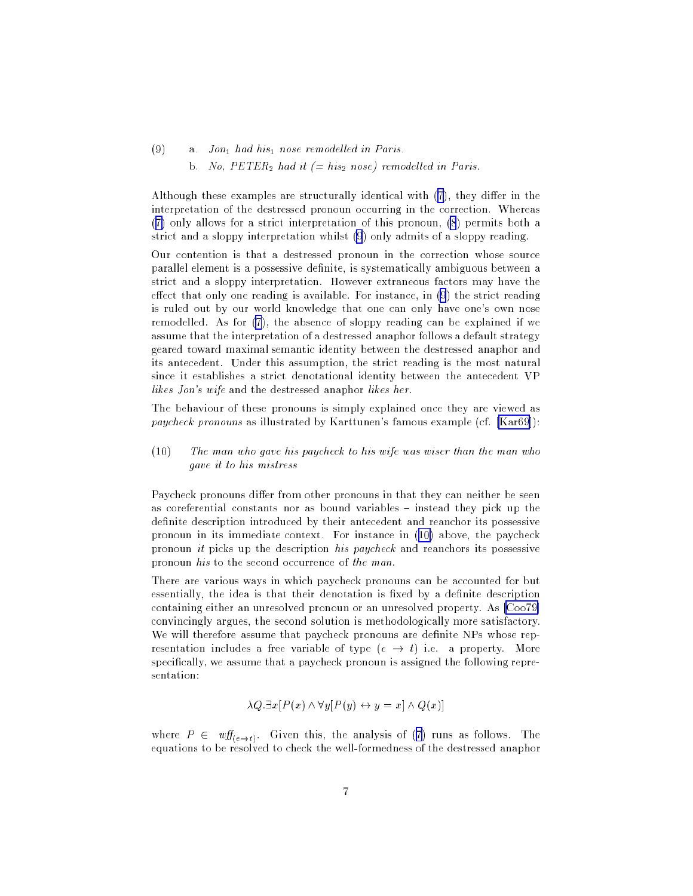(9) a. *Jon*$_1$ *had his*$_1$ *nose remodelled in Paris.*

b. *No, PETER*$_2$ *had it (= his*$_2$ *nose) remodelled in Paris.*

Although these examples are structurally identical with (7), they differ in the interpretation of the destressed pronoun occurring in the correction. Whereas (7) only allows for a strict interpretation of this pronoun, (8) permits both a strict and a sloppy interpretation whilst (9) only admits of a sloppy reading.

Our contention is that a destressed pronoun in the correction whose source parallel element is a possessive definite, is systematically ambiguous between a strict and a sloppy interpretation. However extraneous factors may have the effect that only one reading is available. For instance, in (9) the strict reading is ruled out by our world knowledge that one can only have one's own nose remodelled. As for (7), the absence of sloppy reading can be explained if we assume that the interpretation of a destressed anaphor follows a default strategy geared toward maximal semantic identity between the destressed anaphor and its antecedent. Under this assumption, the strict reading is the most natural since it establishes a strict denotational identity between the antecedent VP *likes Jon's wife* and the destressed anaphor *likes her*.

The behaviour of these pronouns is simply explained once they are viewed as *paycheck pronouns* as illustrated by Karttunen's famous example (cf. [Kar69]):

(10) *The man who gave his paycheck to his wife was wiser than the man who gave it to his mistress*

Paycheck pronouns differ from other pronouns in that they can neither be seen as coreferential constants nor as bound variables – instead they pick up the definite description introduced by their antecedent and reanchor its possessive pronoun in its immediate context. For instance in (10) above, the paycheck pronoun *it* picks up the description *his paycheck* and reanchors its possessive pronoun *his* to the second occurrence of *the man*.

There are various ways in which paycheck pronouns can be accounted for but essentially, the idea is that their denotation is fixed by a definite description containing either an unresolved pronoun or an unresolved property. As [Coo79] convincingly argues, the second solution is methodologically more satisfactory. We will therefore assume that paycheck pronouns are definite NPs whose representation includes a free variable of type $(e \to t)$ i.e. a property. More specifically, we assume that a paycheck pronoun is assigned the following representation:

$$\lambda Q.\exists x[P(x) \wedge \forall y[P(y) \leftrightarrow y = x] \wedge Q(x)]$$

where $P \in \mathit{wff}_{(e \to t)}$. Given this, the analysis of (7) runs as follows. The equations to be resolved to check the well-formedness of the destressed anaphor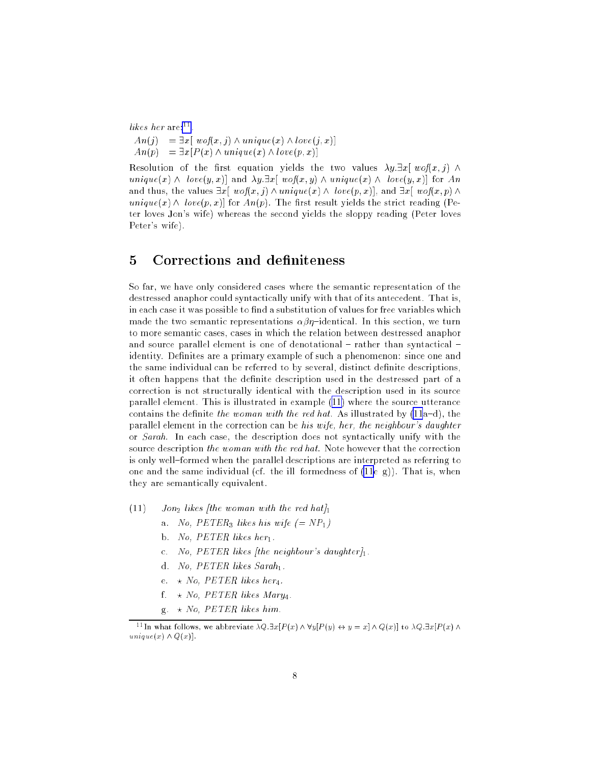*likes her* are:[11].

$An(j) \quad = \exists x[\ wof(x,j) \wedge unique(x) \wedge love(j,x)]$
$An(p) \quad = \exists x[P(x) \wedge unique(x) \wedge love(p,x)]$

Resolution of the first equation yields the two values $\lambda y.\exists x[\ wof(x,j) \wedge unique(x) \wedge\ love(y,x)]$ and $\lambda y.\exists x[\ wof(x,y) \wedge unique(x) \wedge\ love(y,x)]$ for $An$ and thus, the values $\exists x[\ wof(x,j) \wedge unique(x) \wedge\ love(p,x)]$, and $\exists x[\ wof(x,p) \wedge unique(x) \wedge\ love(p,x)]$ for $An(p)$. The first result yields the strict reading (Peter loves Jon's wife) whereas the second yields the sloppy reading (Peter loves Peter's wife).

## 5 Corrections and definiteness

So far, we have only considered cases where the semantic representation of the destressed anaphor could syntactically unify with that of its antecedent. That is, in each case it was possible to find a substitution of values for free variables which made the two semantic representations $\alpha\beta\eta$–identical. In this section, we turn to more semantic cases, cases in which the relation between destressed anaphor and source parallel element is one of denotational – rather than syntactical – identity. Definites are a primary example of such a phenomenon: since one and the same individual can be referred to by several, distinct definite descriptions, it often happens that the definite description used in the destressed part of a correction is not structurally identical with the description used in its source parallel element. This is illustrated in example (11) where the source utterance contains the definite *the woman with the red hat*. As illustrated by (11a–d), the parallel element in the correction can be *his wife, her, the neighbour's daughter* or *Sarah*. In each case, the description does not syntactically unify with the source description *the woman with the red hat*. Note however that the correction is only well–formed when the parallel descriptions are interpreted as referring to one and the same individual (cf. the ill formedness of (11e–g)). That is, when they are semantically equivalent.

(11) *Jon$_2$ likes [the woman with the red hat]$_1$*

a. *No, PETER$_3$ likes his wife (= NP$_1$)*

b. *No, PETER likes her$_1$.*

c. *No, PETER likes [the neighbour's daughter]$_1$.*

d. *No, PETER likes Sarah$_1$.*

e. $\star$ *No, PETER likes her$_4$.*

f. $\star$ *No, PETER likes Mary$_4$.*

g. $\star$ *No, PETER likes him.*

[11] In what follows, we abbreviate $\lambda Q.\exists x[P(x) \wedge \forall y[P(y) \leftrightarrow y = x] \wedge Q(x)]$ to $\lambda Q.\exists x[P(x) \wedge unique(x) \wedge Q(x)]$.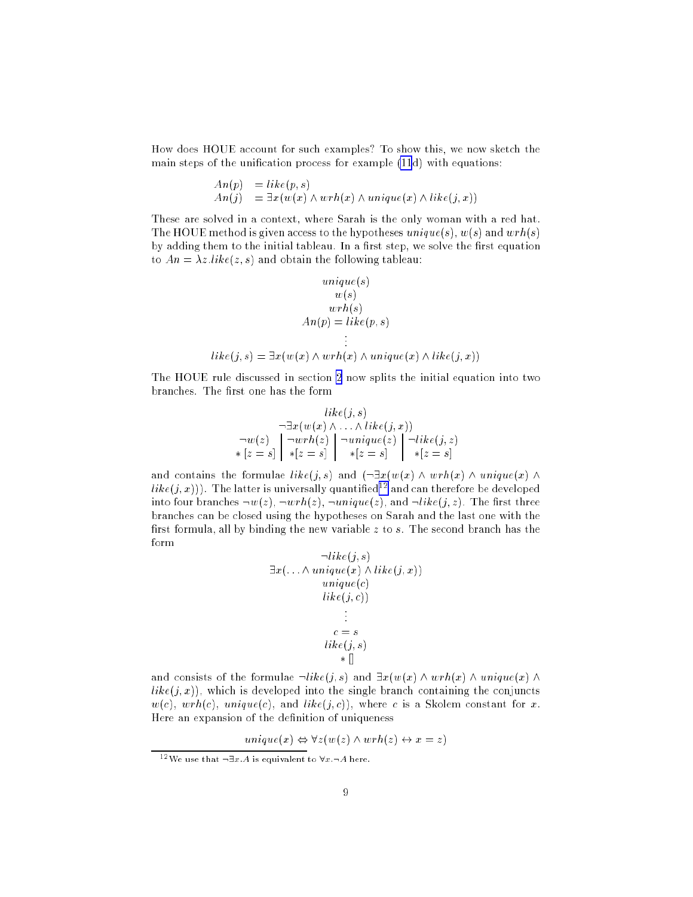How does HOUE account for such examples? To show this, we now sketch the main steps of the unification process for example (11d) with equations:

$$\begin{array}{ll} An(p) & = like(p, s) \\ An(j) & = \exists x(w(x) \wedge wrh(x) \wedge unique(x) \wedge like(j, x)) \end{array}$$

These are solved in a context, where Sarah is the only woman with a red hat. The HOUE method is given access to the hypotheses $unique(s)$, $w(s)$ and $wrh(s)$ by adding them to the initial tableau. In a first step, we solve the first equation to $An = \lambda z.like(z, s)$ and obtain the following tableau:

$$\begin{array}{c} unique(s) \\ w(s) \\ wrh(s) \\ An(p) = like(p, s) \\ \vdots \\ like(j, s) = \exists x(w(x) \wedge wrh(x) \wedge unique(x) \wedge like(j, x)) \end{array}$$

The HOUE rule discussed in section 2 now splits the initial equation into two branches. The first one has the form

$$\begin{array}{c} like(j, s) \\ \neg\exists x(w(x) \wedge \ldots \wedge like(j, x)) \\ \begin{array}{c|c|c|c} \neg w(z) & \neg wrh(z) & \neg unique(z) & \neg like(j, z) \\ *[z = s] & *[z = s] & *[z = s] & *[z = s] \end{array} \end{array}$$

and contains the formulae $like(j, s)$ and $(\neg\exists x(w(x) \wedge wrh(x) \wedge unique(x) \wedge like(j, x)))$. The latter is universally quantified[12] and can therefore be developed into four branches $\neg w(z)$, $\neg wrh(z)$, $\neg unique(z)$, and $\neg like(j, z)$. The first three branches can be closed using the hypotheses on Sarah and the last one with the first formula, all by binding the new variable $z$ to $s$. The second branch has the form

$$\begin{array}{c} \neg like(j, s) \\ \exists x(\ldots \wedge unique(x) \wedge like(j, x)) \\ unique(c) \\ like(j, c)) \\ \vdots \\ c = s \\ like(j, s) \\ *[] \end{array}$$

and consists of the formulae $\neg like(j, s)$ and $\exists x(w(x) \wedge wrh(x) \wedge unique(x) \wedge like(j, x))$, which is developed into the single branch containing the conjuncts $w(c)$, $wrh(c)$, $unique(c)$, and $like(j, c))$, where $c$ is a Skolem constant for $x$. Here an expansion of the definition of uniqueness

$$unique(x) \Leftrightarrow \forall z(w(z) \wedge wrh(z) \leftrightarrow x = z)$$

[12] We use that $\neg\exists x.A$ is equivalent to $\forall x.\neg A$ here.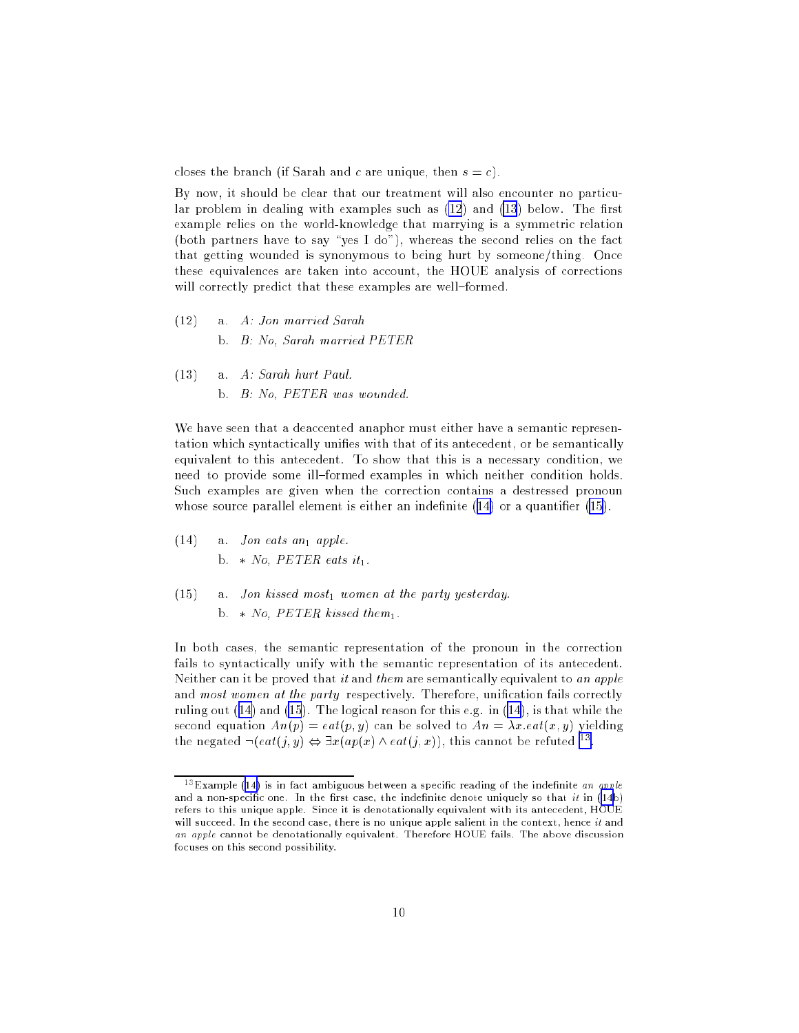closes the branch (if Sarah and $c$ are unique, then $s = c$).

By now, it should be clear that our treatment will also encounter no particular problem in dealing with examples such as (12) and (13) below. The first example relies on the world-knowledge that marrying is a symmetric relation (both partners have to say "yes I do"), whereas the second relies on the fact that getting wounded is synonymous to being hurt by someone/thing. Once these equivalences are taken into account, the HOUE analysis of corrections will correctly predict that these examples are well–formed.

(12) a. *A: Jon married Sarah*

b. *B: No, Sarah married PETER*

(13) a. *A: Sarah hurt Paul.*

b. *B: No, PETER was wounded.*

We have seen that a deaccented anaphor must either have a semantic representation which syntactically unifies with that of its antecedent, or be semantically equivalent to this antecedent. To show that this is a necessary condition, we need to provide some ill–formed examples in which neither condition holds. Such examples are given when the correction contains a destressed pronoun whose source parallel element is either an indefinite (14) or a quantifier (15).

(14) a. *Jon eats an$_1$ apple.*

b. * *No, PETER eats it$_1$.*

(15) a. *Jon kissed most$_1$ women at the party yesterday.*

b. * *No, PETER kissed them$_1$.*

In both cases, the semantic representation of the pronoun in the correction fails to syntactically unify with the semantic representation of its antecedent. Neither can it be proved that *it* and *them* are semantically equivalent to *an apple* and *most women at the party* respectively. Therefore, unification fails correctly ruling out (14) and (15). The logical reason for this e.g. in (14), is that while the second equation $An(p) = eat(p, y)$ can be solved to $An = \lambda x.eat(x, y)$ yielding the negated $\neg(eat(j, y) \Leftrightarrow \exists x(ap(x) \wedge eat(j, x))$, this cannot be refuted [13].

[13] Example (14) is in fact ambiguous between a specific reading of the indefinite *an apple* and a non-specific one. In the first case, the indefinite denote uniquely so that *it* in (14b) refers to this unique apple. Since it is denotationally equivalent with its antecedent, HOUE will succeed. In the second case, there is no unique apple salient in the context, hence *it* and *an apple* cannot be denotationally equivalent. Therefore HOUE fails. The above discussion focuses on this second possibility.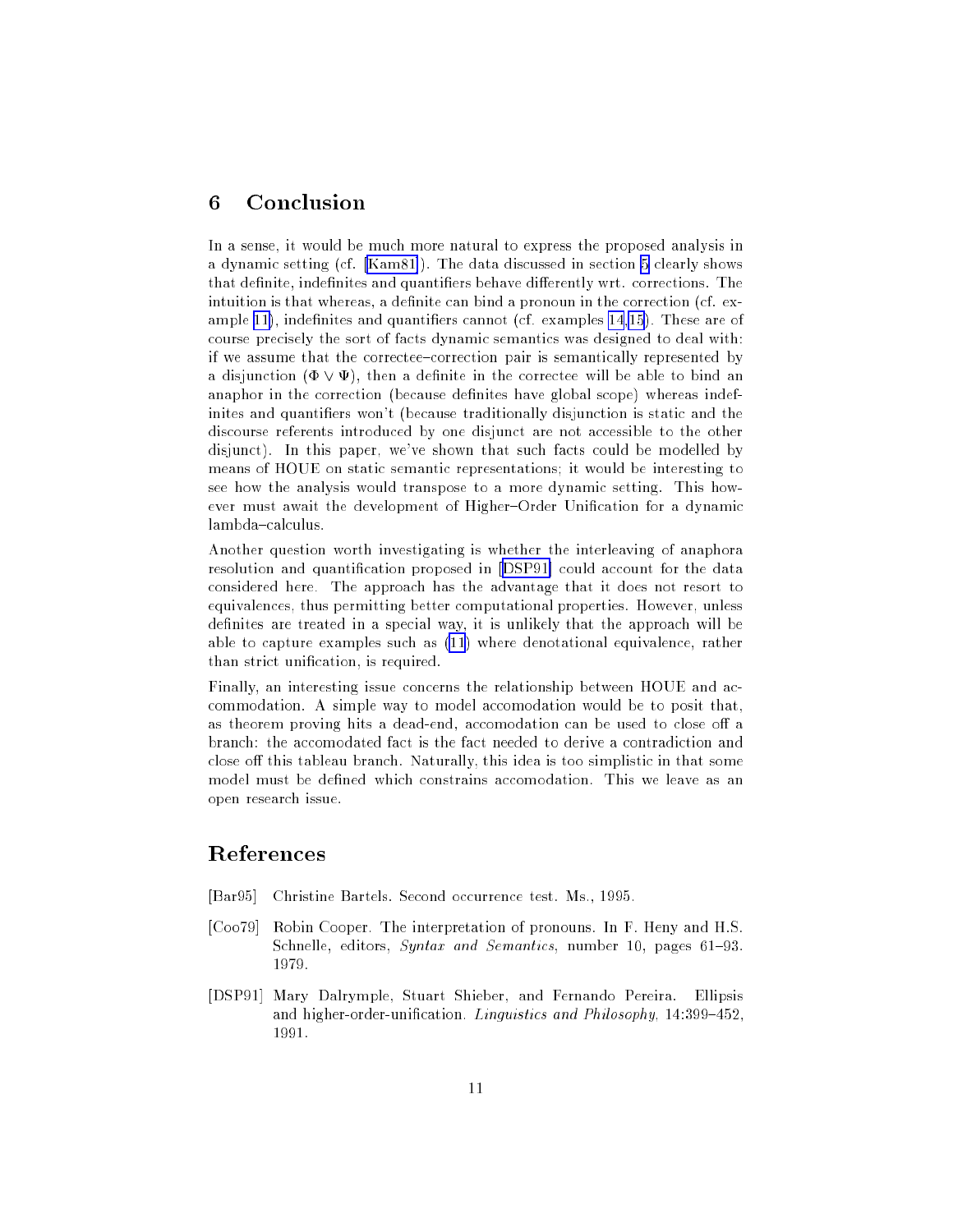## 6 Conclusion

In a sense, it would be much more natural to express the proposed analysis in a dynamic setting (cf. [Kam81]). The data discussed in section 5 clearly shows that definite, indefinites and quantifiers behave differently wrt. corrections. The intuition is that whereas, a definite can bind a pronoun in the correction (cf. example 11), indefinites and quantifiers cannot (cf. examples 14,15). These are of course precisely the sort of facts dynamic semantics was designed to deal with: if we assume that the correctee–correction pair is semantically represented by a disjunction $(\Phi \vee \Psi)$, then a definite in the correctee will be able to bind an anaphor in the correction (because definites have global scope) whereas indefinites and quantifiers won't (because traditionally disjunction is static and the discourse referents introduced by one disjunct are not accessible to the other disjunct). In this paper, we've shown that such facts could be modelled by means of HOUE on static semantic representations; it would be interesting to see how the analysis would transpose to a more dynamic setting. This however must await the development of Higher–Order Unification for a dynamic lambda–calculus.

Another question worth investigating is whether the interleaving of anaphora resolution and quantification proposed in [DSP91] could account for the data considered here. The approach has the advantage that it does not resort to equivalences, thus permitting better computational properties. However, unless definites are treated in a special way, it is unlikely that the approach will be able to capture examples such as (11) where denotational equivalence, rather than strict unification, is required.

Finally, an interesting issue concerns the relationship between HOUE and accommodation. A simple way to model accomodation would be to posit that, as theorem proving hits a dead-end, accomodation can be used to close off a branch: the accomodated fact is the fact needed to derive a contradiction and close off this tableau branch. Naturally, this idea is too simplistic in that some model must be defined which constrains accomodation. This we leave as an open research issue.

## References

[Bar95] Christine Bartels. Second occurrence test. Ms., 1995.

[Coo79] Robin Cooper. The interpretation of pronouns. In F. Heny and H.S. Schnelle, editors, *Syntax and Semantics*, number 10, pages 61–93. 1979.

[DSP91] Mary Dalrymple, Stuart Shieber, and Fernando Pereira. Ellipsis and higher-order-unification. *Linguistics and Philosophy*, 14:399–452, 1991.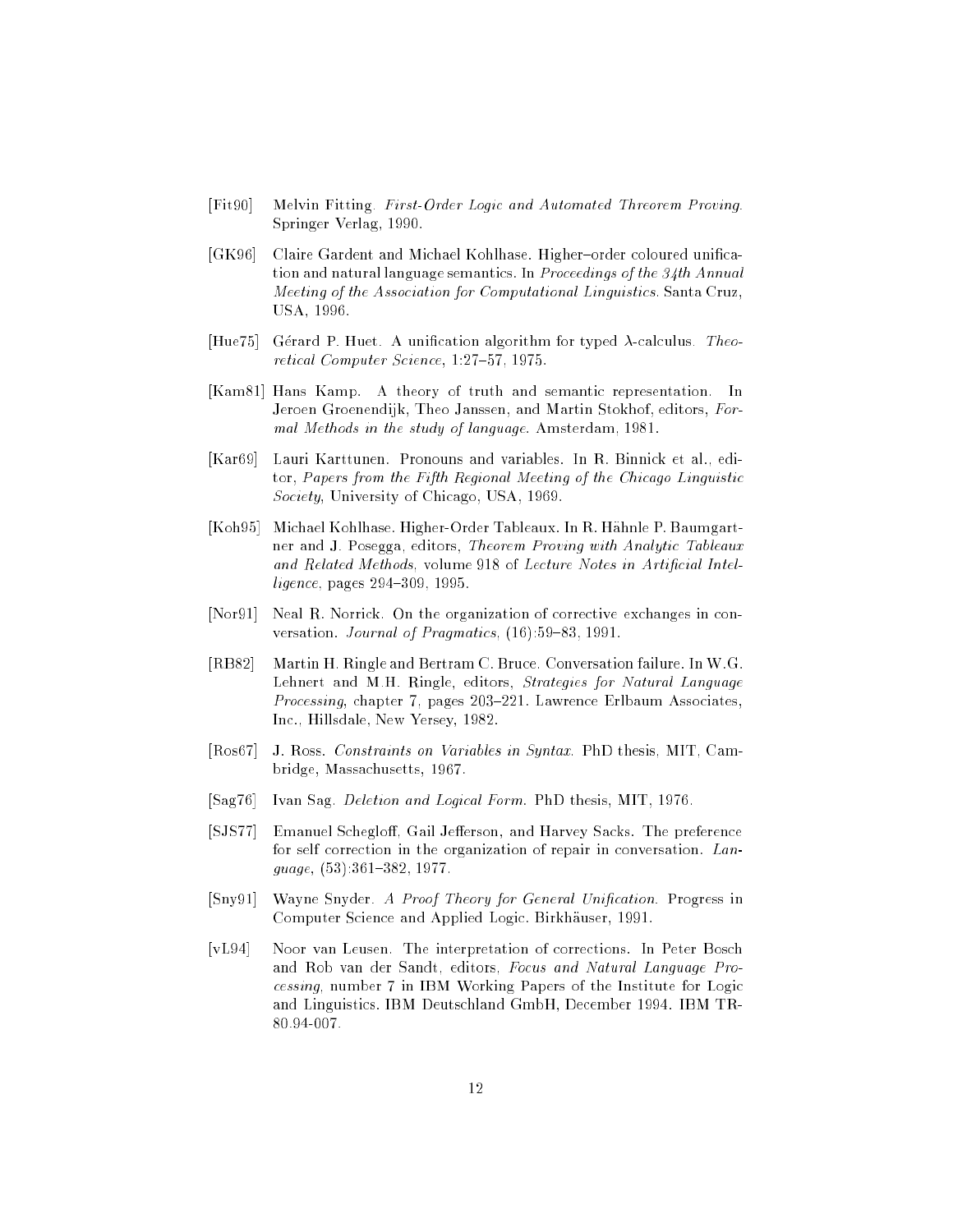[Fit90] Melvin Fitting. *First-Order Logic and Automated Threorem Proving.* Springer Verlag, 1990.

[GK96] Claire Gardent and Michael Kohlhase. Higher–order coloured unification and natural language semantics. In *Proceedings of the 34th Annual Meeting of the Association for Computational Linguistics*. Santa Cruz, USA, 1996.

[Hue75] Gérard P. Huet. A unification algorithm for typed $\lambda$-calculus. *Theoretical Computer Science*, 1:27–57, 1975.

[Kam81] Hans Kamp. A theory of truth and semantic representation. In Jeroen Groenendijk, Theo Janssen, and Martin Stokhof, editors, *Formal Methods in the study of language*. Amsterdam, 1981.

[Kar69] Lauri Karttunen. Pronouns and variables. In R. Binnick et al., editor, *Papers from the Fifth Regional Meeting of the Chicago Linguistic Society*, University of Chicago, USA, 1969.

[Koh95] Michael Kohlhase. Higher-Order Tableaux. In R. Hähnle P. Baumgartner and J. Posegga, editors, *Theorem Proving with Analytic Tableaux and Related Methods*, volume 918 of *Lecture Notes in Artificial Intelligence*, pages 294–309, 1995.

[Nor91] Neal R. Norrick. On the organization of corrective exchanges in conversation. *Journal of Pragmatics*, (16):59–83, 1991.

[RB82] Martin H. Ringle and Bertram C. Bruce. Conversation failure. In W.G. Lehnert and M.H. Ringle, editors, *Strategies for Natural Language Processing*, chapter 7, pages 203–221. Lawrence Erlbaum Associates, Inc., Hillsdale, New Yersey, 1982.

[Ros67] J. Ross. *Constraints on Variables in Syntax*. PhD thesis, MIT, Cambridge, Massachusetts, 1967.

[Sag76] Ivan Sag. *Deletion and Logical Form*. PhD thesis, MIT, 1976.

[SJS77] Emanuel Schegloff, Gail Jefferson, and Harvey Sacks. The preference for self correction in the organization of repair in conversation. *Language*, (53):361–382, 1977.

[Sny91] Wayne Snyder. *A Proof Theory for General Unification*. Progress in Computer Science and Applied Logic. Birkhäuser, 1991.

[vL94] Noor van Leusen. The interpretation of corrections. In Peter Bosch and Rob van der Sandt, editors, *Focus and Natural Language Processing*, number 7 in IBM Working Papers of the Institute for Logic and Linguistics. IBM Deutschland GmbH, December 1994. IBM TR-80.94-007.